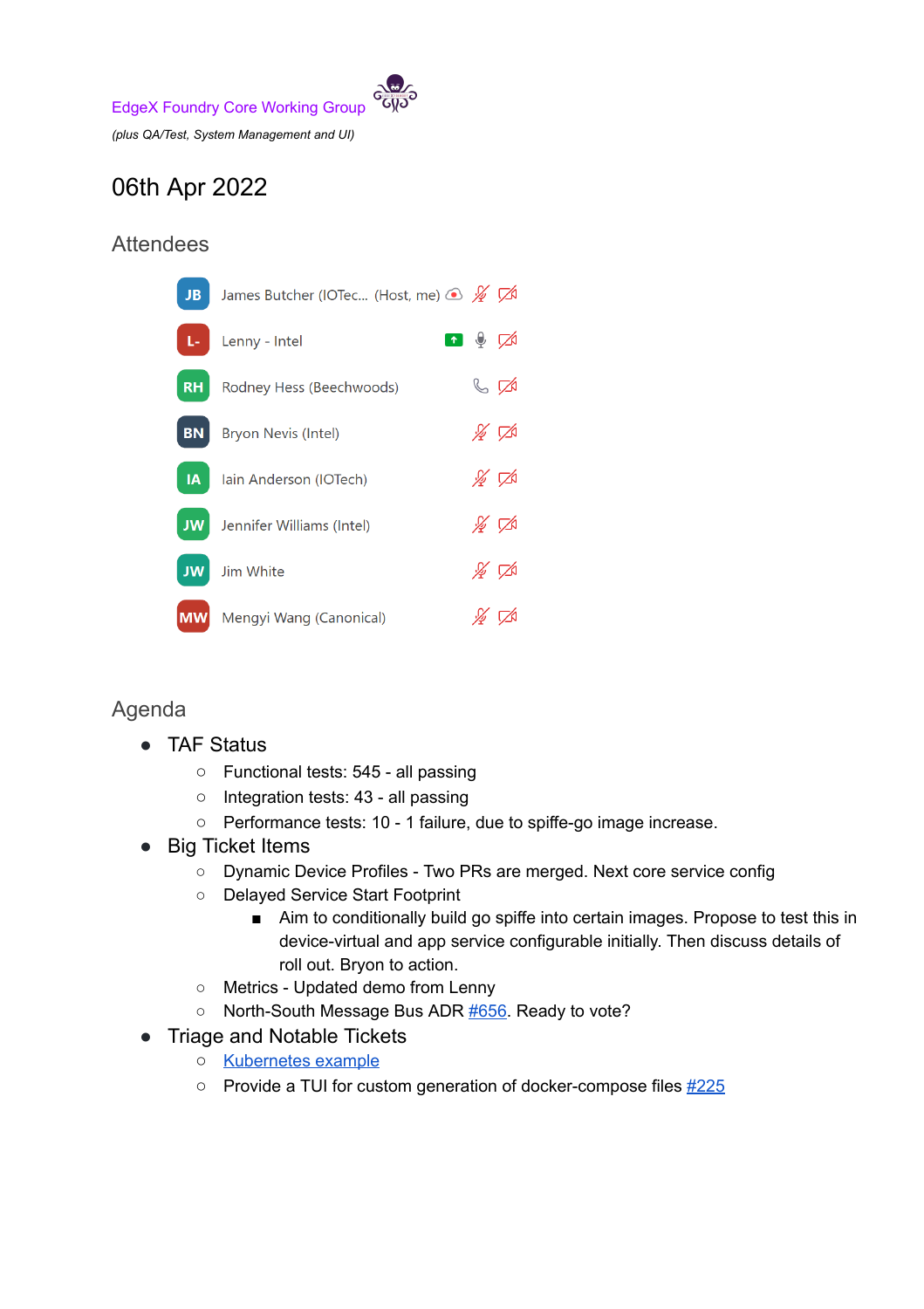EdgeX Foundry Core Working Group

*(plus QA/Test, System Management and UI)*

# 06th Apr 2022

## Attendees

- JB James Butcher (IOTec... (Host, me)
- L- Lenny - Intel
- RH Rodney Hess (Beechwoods)
- BN Bryon Nevis (Intel)
- IA Iain Anderson (IOTech)
- JW Jennifer Williams (Intel)
- JW Jim White
- MW Mengyi Wang (Canonical)

## Agenda

- TAF Status
  - Functional tests: 545 - all passing
  - Integration tests: 43 - all passing
  - Performance tests: 10 - 1 failure, due to spiffe-go image increase.
- Big Ticket Items
  - Dynamic Device Profiles - Two PRs are merged. Next core service config
  - Delayed Service Start Footprint
    - Aim to conditionally build go spiffe into certain images. Propose to test this in device-virtual and app service configurable initially. Then discuss details of roll out. Bryon to action.
  - Metrics - Updated demo from Lenny
  - North-South Message Bus ADR #656. Ready to vote?
- Triage and Notable Tickets
  - Kubernetes example
  - Provide a TUI for custom generation of docker-compose files #225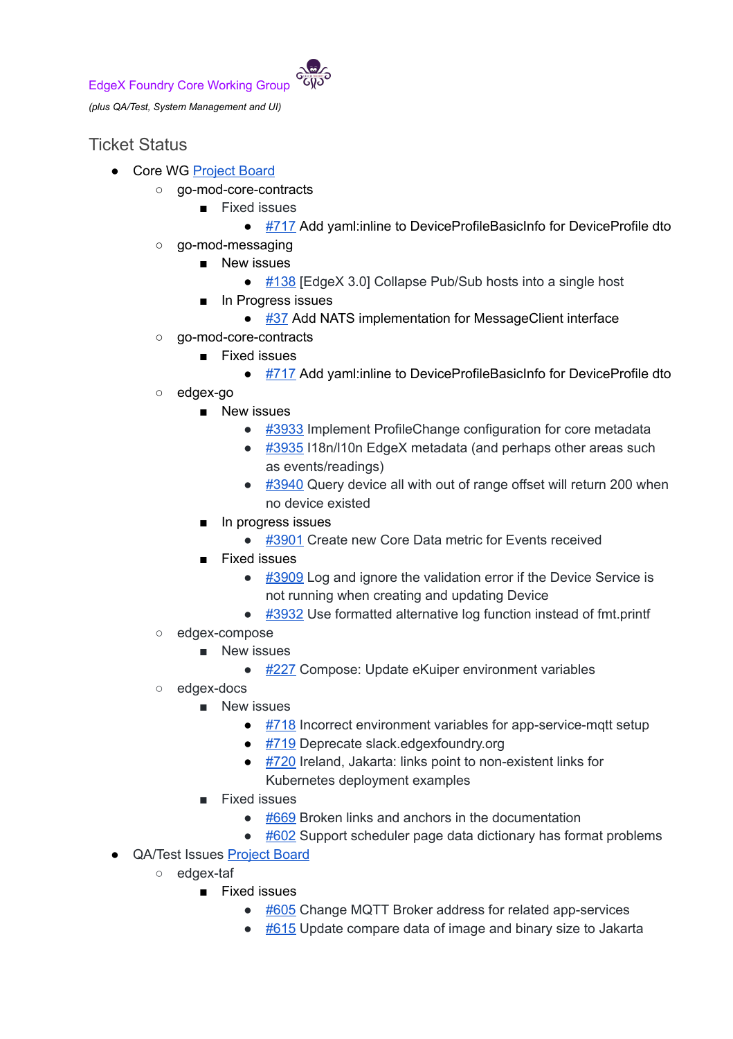EdgeX Foundry Core Working Group

*(plus QA/Test, System Management and UI)*

## Ticket Status

- Core WG Project Board
  - go-mod-core-contracts
    - Fixed issues
      - #717 Add yaml:inline to DeviceProfileBasicInfo for DeviceProfile dto
  - go-mod-messaging
    - New issues
      - #138 [EdgeX 3.0] Collapse Pub/Sub hosts into a single host
    - In Progress issues
      - #37 Add NATS implementation for MessageClient interface
  - go-mod-core-contracts
    - Fixed issues
      - #717 Add yaml:inline to DeviceProfileBasicInfo for DeviceProfile dto
  - edgex-go
    - New issues
      - #3933 Implement ProfileChange configuration for core metadata
      - #3935 I18n/l10n EdgeX metadata (and perhaps other areas such as events/readings)
      - #3940 Query device all with out of range offset will return 200 when no device existed
    - In progress issues
      - #3901 Create new Core Data metric for Events received
    - Fixed issues
      - #3909 Log and ignore the validation error if the Device Service is not running when creating and updating Device
      - #3932 Use formatted alternative log function instead of fmt.printf
  - edgex-compose
    - New issues
      - #227 Compose: Update eKuiper environment variables
  - edgex-docs
    - New issues
      - #718 Incorrect environment variables for app-service-mqtt setup
      - #719 Deprecate slack.edgexfoundry.org
      - #720 Ireland, Jakarta: links point to non-existent links for Kubernetes deployment examples
    - Fixed issues
      - #669 Broken links and anchors in the documentation
      - #602 Support scheduler page data dictionary has format problems
- QA/Test Issues Project Board
  - edgex-taf
    - Fixed issues
      - #605 Change MQTT Broker address for related app-services
      - #615 Update compare data of image and binary size to Jakarta